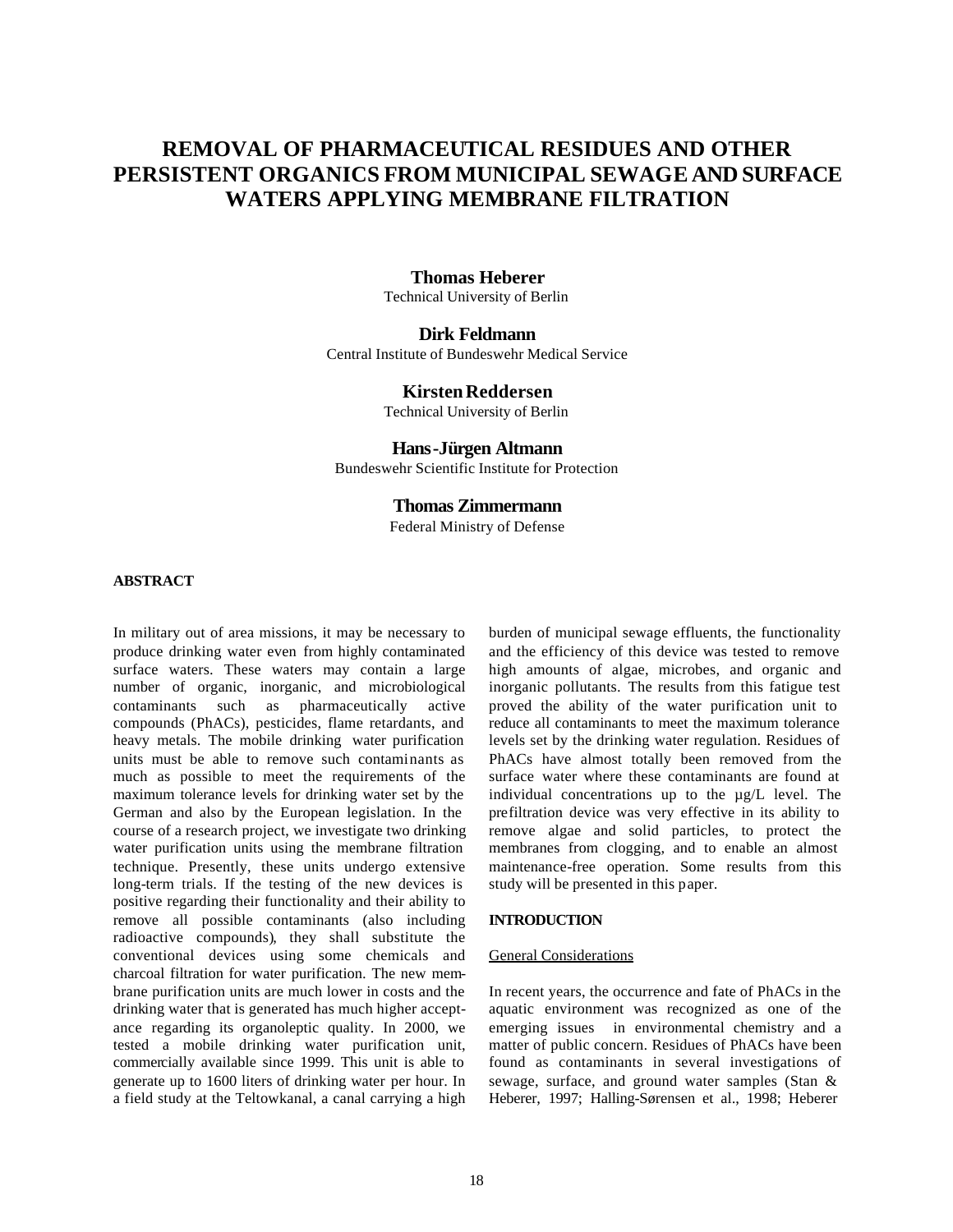# REMOVAL OF PHARMACEUTICAL RESIDUES AND OTHER PERSISTENT ORGANICS FROM MUNICIPAL SEWAGE AND SURFACE WATERS APPLYING MEMBRANE FILTRATION

**Thomas Heberer**
Technical University of Berlin

**Dirk Feldmann**
Central Institute of Bundeswehr Medical Service

**Kirsten Reddersen**
Technical University of Berlin

**Hans-Jürgen Altmann**
Bundeswehr Scientific Institute for Protection

**Thomas Zimmermann**
Federal Ministry of Defense

## ABSTRACT

In military out of area missions, it may be necessary to produce drinking water even from highly contaminated surface waters. These waters may contain a large number of organic, inorganic, and microbiological contaminants such as pharmaceutically active compounds (PhACs), pesticides, flame retardants, and heavy metals. The mobile drinking water purification units must be able to remove such contaminants as much as possible to meet the requirements of the maximum tolerance levels for drinking water set by the German and also by the European legislation. In the course of a research project, we investigate two drinking water purification units using the membrane filtration technique. Presently, these units undergo extensive long-term trials. If the testing of the new devices is positive regarding their functionality and their ability to remove all possible contaminants (also including radioactive compounds), they shall substitute the conventional devices using some chemicals and charcoal filtration for water purification. The new membrane purification units are much lower in costs and the drinking water that is generated has much higher acceptance regarding its organoleptic quality. In 2000, we tested a mobile drinking water purification unit, commercially available since 1999. This unit is able to generate up to 1600 liters of drinking water per hour. In a field study at the Teltowkanal, a canal carrying a high burden of municipal sewage effluents, the functionality and the efficiency of this device was tested to remove high amounts of algae, microbes, and organic and inorganic pollutants. The results from this fatigue test proved the ability of the water purification unit to reduce all contaminants to meet the maximum tolerance levels set by the drinking water regulation. Residues of PhACs have almost totally been removed from the surface water where these contaminants are found at individual concentrations up to the µg/L level. The prefiltration device was very effective in its ability to remove algae and solid particles, to protect the membranes from clogging, and to enable an almost maintenance-free operation. Some results from this study will be presented in this paper.

## INTRODUCTION

### General Considerations

In recent years, the occurrence and fate of PhACs in the aquatic environment was recognized as one of the emerging issues in environmental chemistry and a matter of public concern. Residues of PhACs have been found as contaminants in several investigations of sewage, surface, and ground water samples (Stan & Heberer, 1997; Halling-Sørensen et al., 1998; Heberer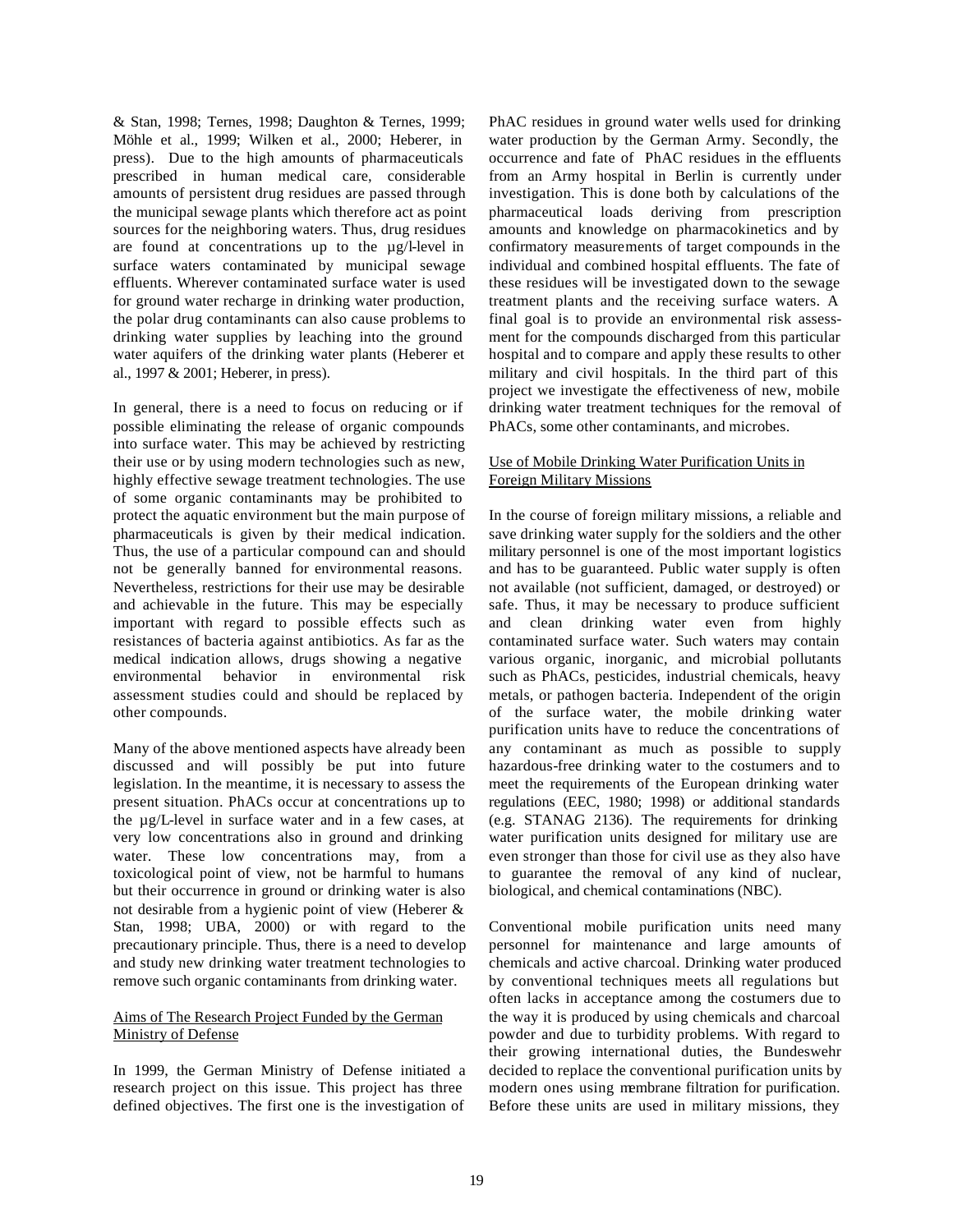& Stan, 1998; Ternes, 1998; Daughton & Ternes, 1999; Möhle et al., 1999; Wilken et al., 2000; Heberer, in press). Due to the high amounts of pharmaceuticals prescribed in human medical care, considerable amounts of persistent drug residues are passed through the municipal sewage plants which therefore act as point sources for the neighboring waters. Thus, drug residues are found at concentrations up to the µg/l-level in surface waters contaminated by municipal sewage effluents. Wherever contaminated surface water is used for ground water recharge in drinking water production, the polar drug contaminants can also cause problems to drinking water supplies by leaching into the ground water aquifers of the drinking water plants (Heberer et al., 1997 & 2001; Heberer, in press).

In general, there is a need to focus on reducing or if possible eliminating the release of organic compounds into surface water. This may be achieved by restricting their use or by using modern technologies such as new, highly effective sewage treatment technologies. The use of some organic contaminants may be prohibited to protect the aquatic environment but the main purpose of pharmaceuticals is given by their medical indication. Thus, the use of a particular compound can and should not be generally banned for environmental reasons. Nevertheless, restrictions for their use may be desirable and achievable in the future. This may be especially important with regard to possible effects such as resistances of bacteria against antibiotics. As far as the medical indication allows, drugs showing a negative environmental behavior in environmental risk assessment studies could and should be replaced by other compounds.

Many of the above mentioned aspects have already been discussed and will possibly be put into future legislation. In the meantime, it is necessary to assess the present situation. PhACs occur at concentrations up to the µg/L-level in surface water and in a few cases, at very low concentrations also in ground and drinking water. These low concentrations may, from a toxicological point of view, not be harmful to humans but their occurrence in ground or drinking water is also not desirable from a hygienic point of view (Heberer & Stan, 1998; UBA, 2000) or with regard to the precautionary principle. Thus, there is a need to develop and study new drinking water treatment technologies to remove such organic contaminants from drinking water.

## Aims of The Research Project Funded by the German Ministry of Defense

In 1999, the German Ministry of Defense initiated a research project on this issue. This project has three defined objectives. The first one is the investigation of PhAC residues in ground water wells used for drinking water production by the German Army. Secondly, the occurrence and fate of PhAC residues in the effluents from an Army hospital in Berlin is currently under investigation. This is done both by calculations of the pharmaceutical loads deriving from prescription amounts and knowledge on pharmacokinetics and by confirmatory measurements of target compounds in the individual and combined hospital effluents. The fate of these residues will be investigated down to the sewage treatment plants and the receiving surface waters. A final goal is to provide an environmental risk assessment for the compounds discharged from this particular hospital and to compare and apply these results to other military and civil hospitals. In the third part of this project we investigate the effectiveness of new, mobile drinking water treatment techniques for the removal of PhACs, some other contaminants, and microbes.

## Use of Mobile Drinking Water Purification Units in Foreign Military Missions

In the course of foreign military missions, a reliable and save drinking water supply for the soldiers and the other military personnel is one of the most important logistics and has to be guaranteed. Public water supply is often not available (not sufficient, damaged, or destroyed) or safe. Thus, it may be necessary to produce sufficient and clean drinking water even from highly contaminated surface water. Such waters may contain various organic, inorganic, and microbial pollutants such as PhACs, pesticides, industrial chemicals, heavy metals, or pathogen bacteria. Independent of the origin of the surface water, the mobile drinking water purification units have to reduce the concentrations of any contaminant as much as possible to supply hazardous-free drinking water to the costumers and to meet the requirements of the European drinking water regulations (EEC, 1980; 1998) or additional standards (e.g. STANAG 2136). The requirements for drinking water purification units designed for military use are even stronger than those for civil use as they also have to guarantee the removal of any kind of nuclear, biological, and chemical contaminations (NBC).

Conventional mobile purification units need many personnel for maintenance and large amounts of chemicals and active charcoal. Drinking water produced by conventional techniques meets all regulations but often lacks in acceptance among the costumers due to the way it is produced by using chemicals and charcoal powder and due to turbidity problems. With regard to their growing international duties, the Bundeswehr decided to replace the conventional purification units by modern ones using membrane filtration for purification. Before these units are used in military missions, they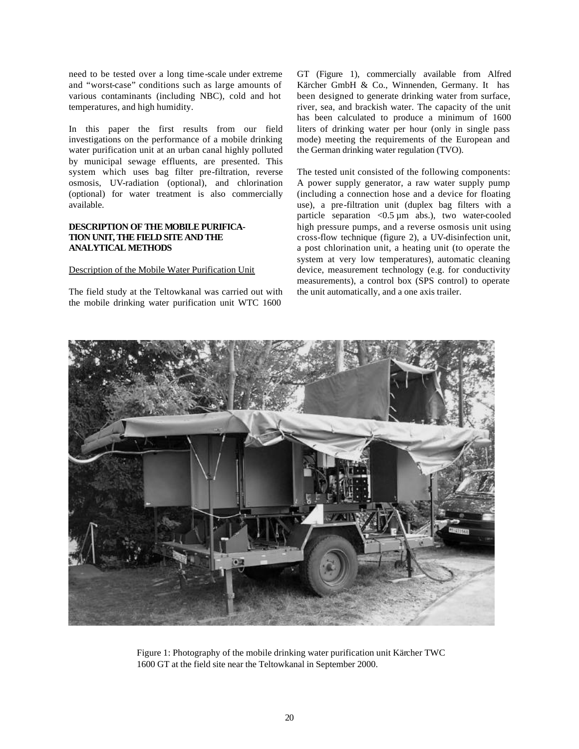need to be tested over a long time-scale under extreme and "worst-case" conditions such as large amounts of various contaminants (including NBC), cold and hot temperatures, and high humidity.

In this paper the first results from our field investigations on the performance of a mobile drinking water purification unit at an urban canal highly polluted by municipal sewage effluents, are presented. This system which uses bag filter pre-filtration, reverse osmosis, UV-radiation (optional), and chlorination (optional) for water treatment is also commercially available.

**DESCRIPTION OF THE MOBILE PURIFICATION UNIT, THE FIELD SITE AND THE ANALYTICAL METHODS**

Description of the Mobile Water Purification Unit

The field study at the Teltowkanal was carried out with the mobile drinking water purification unit WTC 1600 GT (Figure 1), commercially available from Alfred Kärcher GmbH & Co., Winnenden, Germany. It has been designed to generate drinking water from surface, river, sea, and brackish water. The capacity of the unit has been calculated to produce a minimum of 1600 liters of drinking water per hour (only in single pass mode) meeting the requirements of the European and the German drinking water regulation (TVO).

The tested unit consisted of the following components: A power supply generator, a raw water supply pump (including a connection hose and a device for floating use), a pre-filtration unit (duplex bag filters with a particle separation <0.5 µm abs.), two water-cooled high pressure pumps, and a reverse osmosis unit using cross-flow technique (figure 2), a UV-disinfection unit, a post chlorination unit, a heating unit (to operate the system at very low temperatures), automatic cleaning device, measurement technology (e.g. for conductivity measurements), a control box (SPS control) to operate the unit automatically, and a one axis trailer.

Figure 1: Photography of the mobile drinking water purification unit Kärcher TWC 1600 GT at the field site near the Teltowkanal in September 2000.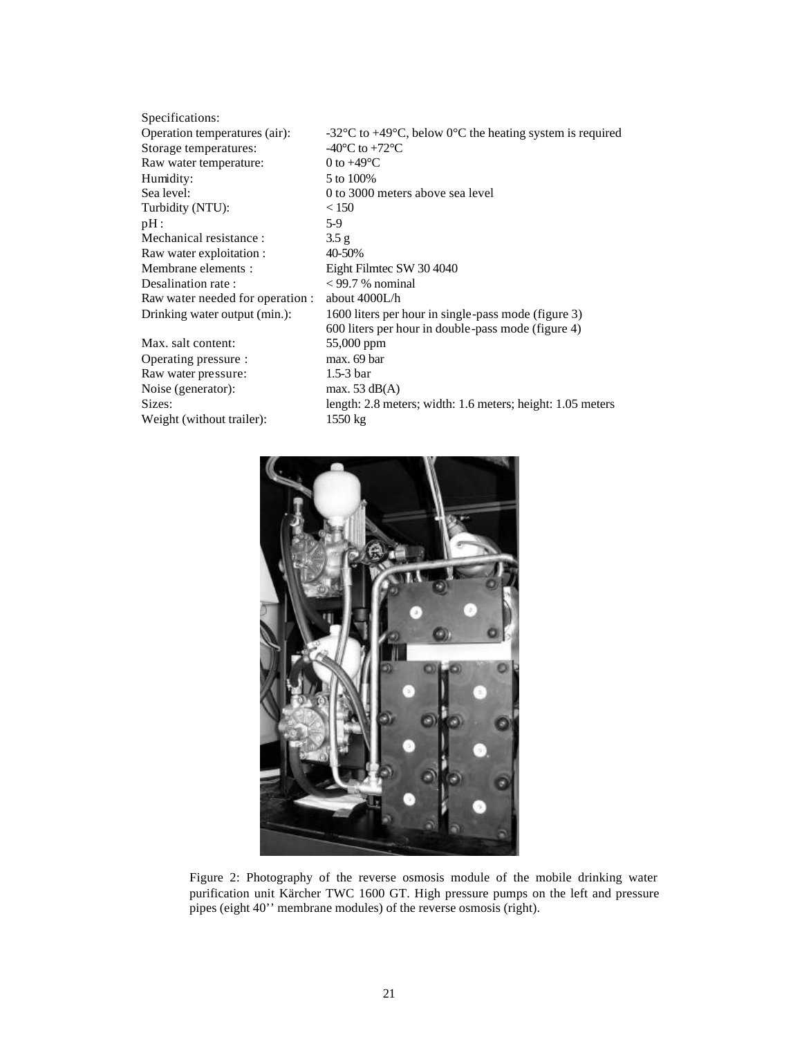Specifications:

| | |
|---|---|
| Operation temperatures (air): | -32°C to +49°C, below 0°C the heating system is required |
| Storage temperatures: | -40°C to +72°C |
| Raw water temperature: | 0 to +49°C |
| Humidity: | 5 to 100% |
| Sea level: | 0 to 3000 meters above sea level |
| Turbidity (NTU): | < 150 |
| pH : | 5-9 |
| Mechanical resistance : | 3.5 g |
| Raw water exploitation : | 40-50% |
| Membrane elements : | Eight Filmtec SW 30 4040 |
| Desalination rate : | < 99.7 % nominal |
| Raw water needed for operation : | about 4000L/h |
| Drinking water output (min.): | 1600 liters per hour in single-pass mode (figure 3)<br>600 liters per hour in double-pass mode (figure 4) |
| Max. salt content: | 55,000 ppm |
| Operating pressure : | max. 69 bar |
| Raw water pressure: | 1.5-3 bar |
| Noise (generator): | max. 53 dB(A) |
| Sizes: | length: 2.8 meters; width: 1.6 meters; height: 1.05 meters |
| Weight (without trailer): | 1550 kg |

Figure 2: Photography of the reverse osmosis module of the mobile drinking water purification unit Kärcher TWC 1600 GT. High pressure pumps on the left and pressure pipes (eight 40'' membrane modules) of the reverse osmosis (right).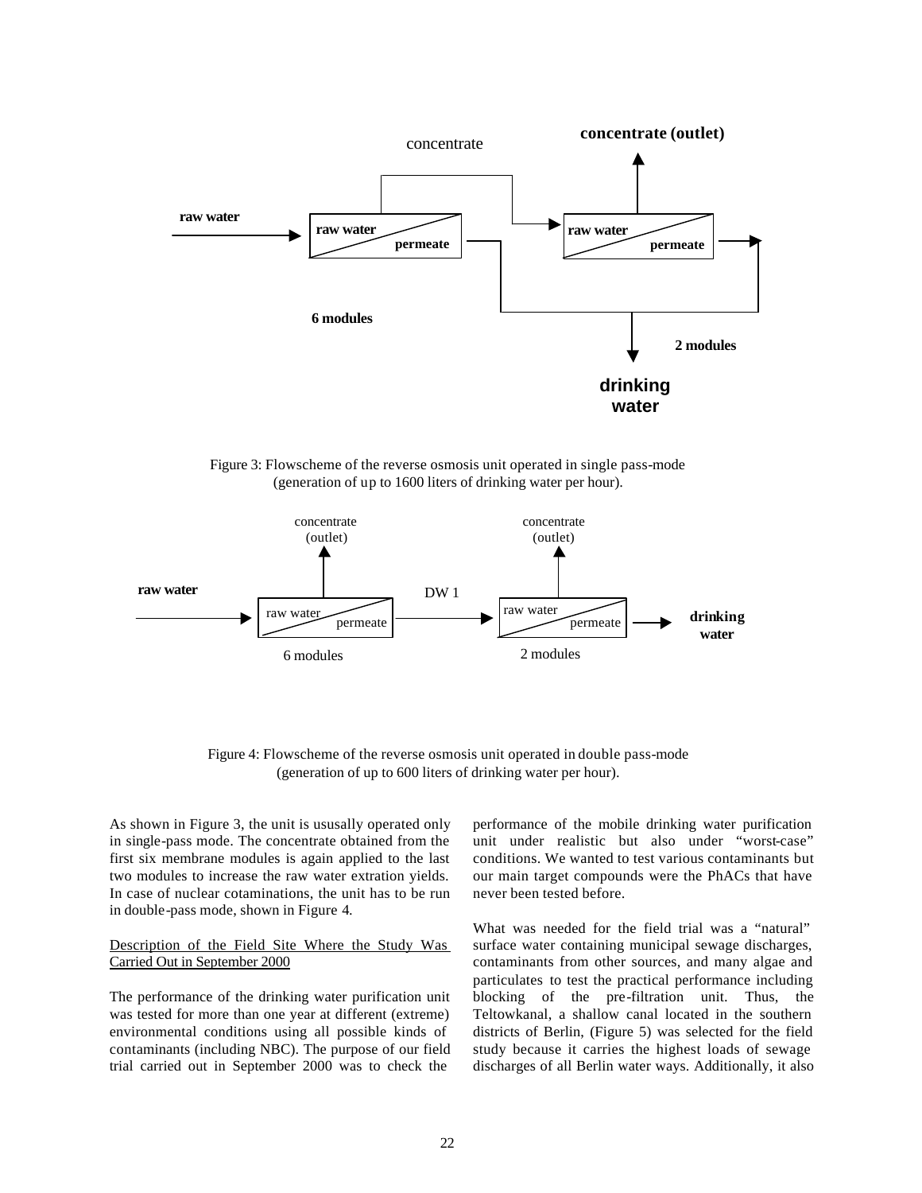Figure 3: Flowscheme of the reverse osmosis unit operated in single pass-mode (generation of up to 1600 liters of drinking water per hour).

Figure 4: Flowscheme of the reverse osmosis unit operated in double pass-mode (generation of up to 600 liters of drinking water per hour).

As shown in Figure 3, the unit is ususally operated only in single-pass mode. The concentrate obtained from the first six membrane modules is again applied to the last two modules to increase the raw water extration yields. In case of nuclear cotaminations, the unit has to be run in double-pass mode, shown in Figure 4.

Description of the Field Site Where the Study Was Carried Out in September 2000

The performance of the drinking water purification unit was tested for more than one year at different (extreme) environmental conditions using all possible kinds of contaminants (including NBC). The purpose of our field trial carried out in September 2000 was to check the performance of the mobile drinking water purification unit under realistic but also under "worst-case" conditions. We wanted to test various contaminants but our main target compounds were the PhACs that have never been tested before.

What was needed for the field trial was a "natural" surface water containing municipal sewage discharges, contaminants from other sources, and many algae and particulates to test the practical performance including blocking of the pre-filtration unit. Thus, the Teltowkanal, a shallow canal located in the southern districts of Berlin, (Figure 5) was selected for the field study because it carries the highest loads of sewage discharges of all Berlin water ways. Additionally, it also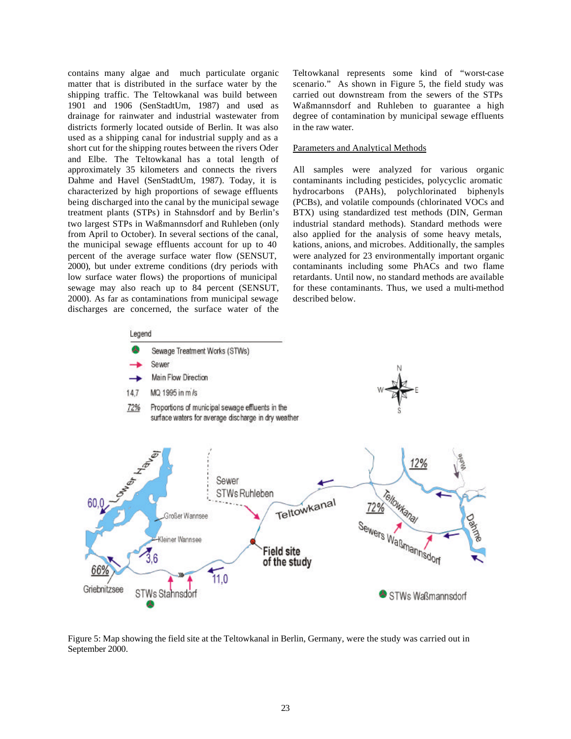contains many algae and much particulate organic matter that is distributed in the surface water by the shipping traffic. The Teltowkanal was build between 1901 and 1906 (SenStadtUm, 1987) and used as drainage for rainwater and industrial wastewater from districts formerly located outside of Berlin. It was also used as a shipping canal for industrial supply and as a short cut for the shipping routes between the rivers Oder and Elbe. The Teltowkanal has a total length of approximately 35 kilometers and connects the rivers Dahme and Havel (SenStadtUm, 1987). Today, it is characterized by high proportions of sewage effluents being discharged into the canal by the municipal sewage treatment plants (STPs) in Stahnsdorf and by Berlin's two largest STPs in Waßmannsdorf and Ruhleben (only from April to October). In several sections of the canal, the municipal sewage effluents account for up to 40 percent of the average surface water flow (SENSUT, 2000), but under extreme conditions (dry periods with low surface water flows) the proportions of municipal sewage may also reach up to 84 percent (SENSUT, 2000). As far as contaminations from municipal sewage discharges are concerned, the surface water of the Teltowkanal represents some kind of "worst-case scenario." As shown in Figure 5, the field study was carried out downstream from the sewers of the STPs Waßmannsdorf and Ruhleben to guarantee a high degree of contamination by municipal sewage effluents in the raw water.

Parameters and Analytical Methods

All samples were analyzed for various organic contaminants including pesticides, polycyclic aromatic hydrocarbons (PAHs), polychlorinated biphenyls (PCBs), and volatile compounds (chlorinated VOCs and BTX) using standardized test methods (DIN, German industrial standard methods). Standard methods were also applied for the analysis of some heavy metals, kations, anions, and microbes. Additionally, the samples were analyzed for 23 environmentally important organic contaminants including some PhACs and two flame retardants. Until now, no standard methods are available for these contaminants. Thus, we used a multi-method described below.

Figure 5: Map showing the field site at the Teltowkanal in Berlin, Germany, were the study was carried out in September 2000.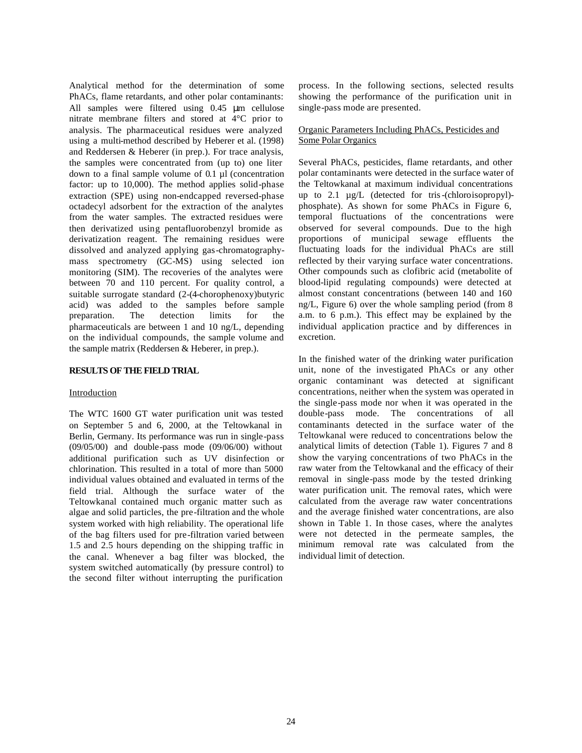Analytical method for the determination of some PhACs, flame retardants, and other polar contaminants: All samples were filtered using 0.45 µm cellulose nitrate membrane filters and stored at 4°C prior to analysis. The pharmaceutical residues were analyzed using a multi-method described by Heberer et al. (1998) and Reddersen & Heberer (in prep.). For trace analysis, the samples were concentrated from (up to) one liter down to a final sample volume of 0.1 µl (concentration factor: up to 10,000). The method applies solid-phase extraction (SPE) using non-endcapped reversed-phase octadecyl adsorbent for the extraction of the analytes from the water samples. The extracted residues were then derivatized using pentafluorobenzyl bromide as derivatization reagent. The remaining residues were dissolved and analyzed applying gas-chromatography-mass spectrometry (GC-MS) using selected ion monitoring (SIM). The recoveries of the analytes were between 70 and 110 percent. For quality control, a suitable surrogate standard (2-(4-chorophenoxy)butyric acid) was added to the samples before sample preparation. The detection limits for the pharmaceuticals are between 1 and 10 ng/L, depending on the individual compounds, the sample volume and the sample matrix (Reddersen & Heberer, in prep.).

## RESULTS OF THE FIELD TRIAL

### Introduction

The WTC 1600 GT water purification unit was tested on September 5 and 6, 2000, at the Teltowkanal in Berlin, Germany. Its performance was run in single-pass (09/05/00) and double-pass mode (09/06/00) without additional purification such as UV disinfection or chlorination. This resulted in a total of more than 5000 individual values obtained and evaluated in terms of the field trial. Although the surface water of the Teltowkanal contained much organic matter such as algae and solid particles, the pre-filtration and the whole system worked with high reliability. The operational life of the bag filters used for pre-filtration varied between 1.5 and 2.5 hours depending on the shipping traffic in the canal. Whenever a bag filter was blocked, the system switched automatically (by pressure control) to the second filter without interrupting the purification process. In the following sections, selected results showing the performance of the purification unit in single-pass mode are presented.

### Organic Parameters Including PhACs, Pesticides and Some Polar Organics

Several PhACs, pesticides, flame retardants, and other polar contaminants were detected in the surface water of the Teltowkanal at maximum individual concentrations up to 2.1 µg/L (detected for tris-(chloroisopropyl)-phosphate). As shown for some PhACs in Figure 6, temporal fluctuations of the concentrations were observed for several compounds. Due to the high proportions of municipal sewage effluents the fluctuating loads for the individual PhACs are still reflected by their varying surface water concentrations. Other compounds such as clofibric acid (metabolite of blood-lipid regulating compounds) were detected at almost constant concentrations (between 140 and 160 ng/L, Figure 6) over the whole sampling period (from 8 a.m. to 6 p.m.). This effect may be explained by the individual application practice and by differences in excretion.

In the finished water of the drinking water purification unit, none of the investigated PhACs or any other organic contaminant was detected at significant concentrations, neither when the system was operated in the single-pass mode nor when it was operated in the double-pass mode. The concentrations of all contaminants detected in the surface water of the Teltowkanal were reduced to concentrations below the analytical limits of detection (Table 1). Figures 7 and 8 show the varying concentrations of two PhACs in the raw water from the Teltowkanal and the efficacy of their removal in single-pass mode by the tested drinking water purification unit. The removal rates, which were calculated from the average raw water concentrations and the average finished water concentrations, are also shown in Table 1. In those cases, where the analytes were not detected in the permeate samples, the minimum removal rate was calculated from the individual limit of detection.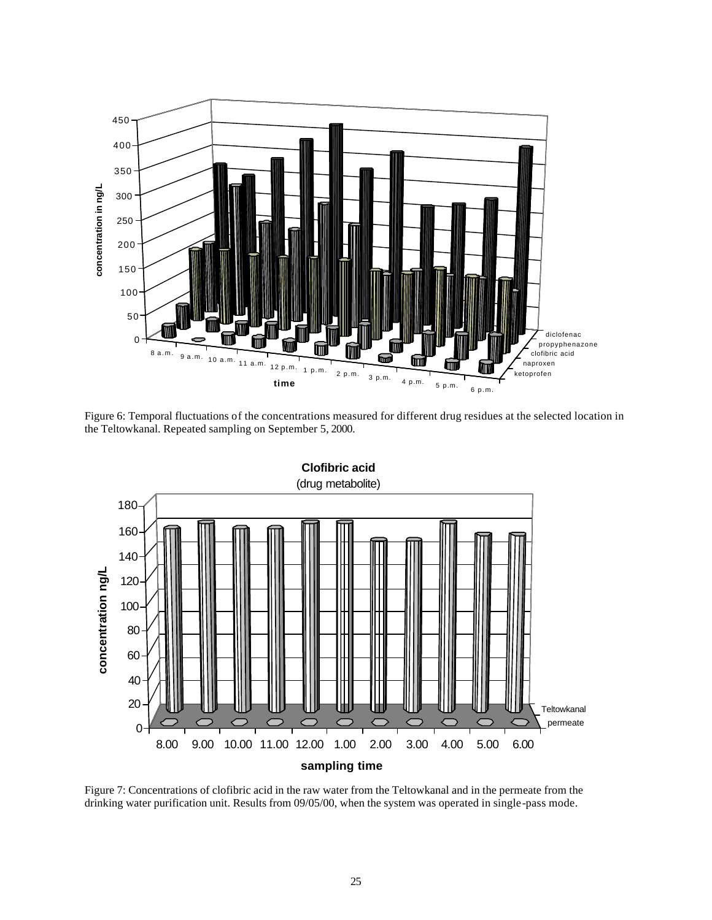Figure 6: Temporal fluctuations of the concentrations measured for different drug residues at the selected location in the Teltowkanal. Repeated sampling on September 5, 2000.

Figure 7: Concentrations of clofibric acid in the raw water from the Teltowkanal and in the permeate from the drinking water purification unit. Results from 09/05/00, when the system was operated in single-pass mode.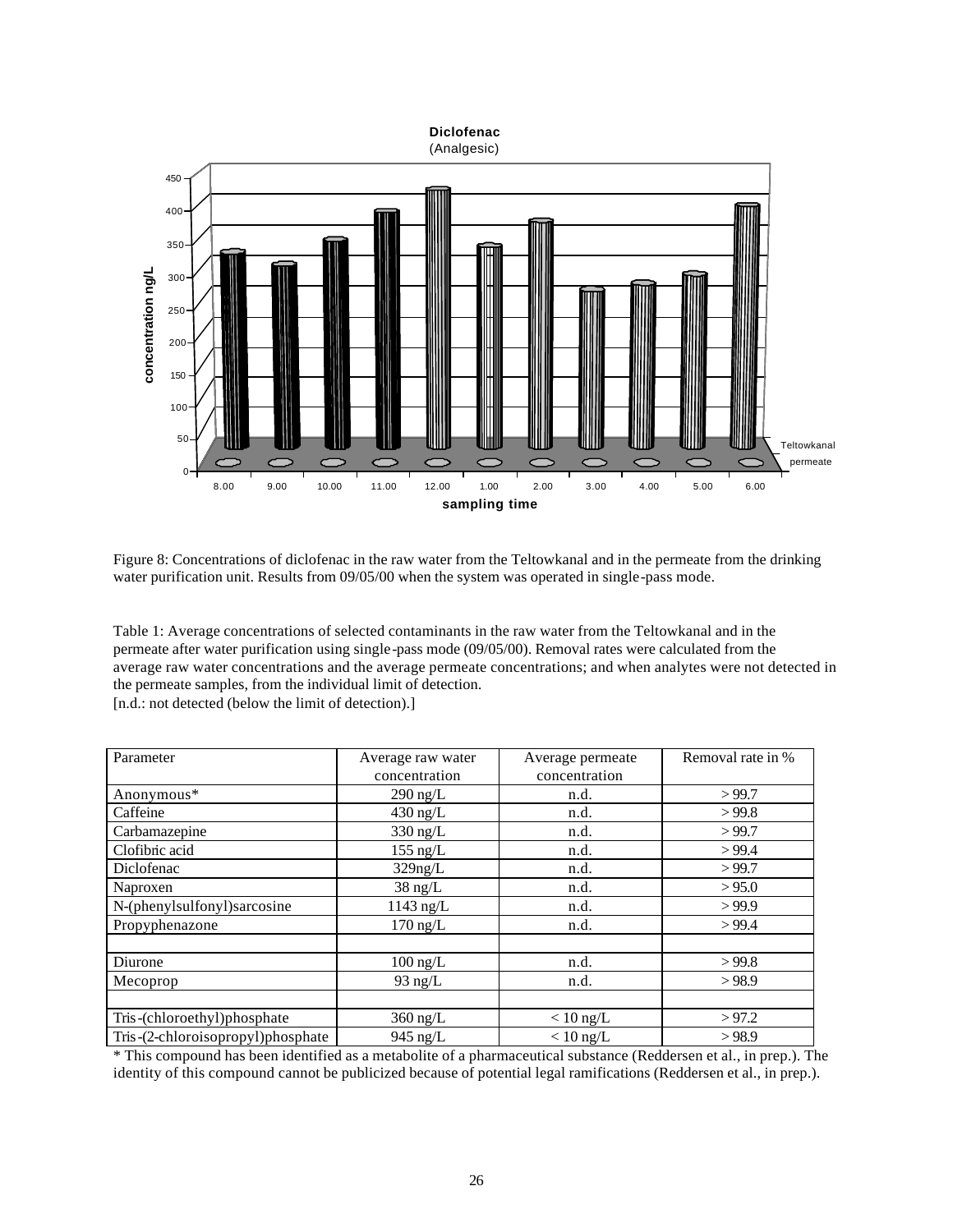Figure 8: Concentrations of diclofenac in the raw water from the Teltowkanal and in the permeate from the drinking water purification unit. Results from 09/05/00 when the system was operated in single-pass mode.

Table 1: Average concentrations of selected contaminants in the raw water from the Teltowkanal and in the permeate after water purification using single-pass mode (09/05/00). Removal rates were calculated from the average raw water concentrations and the average permeate concentrations; and when analytes were not detected in the permeate samples, from the individual limit of detection.
[n.d.: not detected (below the limit of detection).]

| Parameter | Average raw water concentration | Average permeate concentration | Removal rate in % |
|---|---|---|---|
| Anonymous* | 290 ng/L | n.d. | > 99.7 |
| Caffeine | 430 ng/L | n.d. | > 99.8 |
| Carbamazepine | 330 ng/L | n.d. | > 99.7 |
| Clofibric acid | 155 ng/L | n.d. | > 99.4 |
| Diclofenac | 329ng/L | n.d. | > 99.7 |
| Naproxen | 38 ng/L | n.d. | > 95.0 |
| N-(phenylsulfonyl)sarcosine | 1143 ng/L | n.d. | > 99.9 |
| Propyphenazone | 170 ng/L | n.d. | > 99.4 |
| | | | |
| Diurone | 100 ng/L | n.d. | > 99.8 |
| Mecoprop | 93 ng/L | n.d. | > 98.9 |
| | | | |
| Tris-(chloroethyl)phosphate | 360 ng/L | < 10 ng/L | > 97.2 |
| Tris-(2-chloroisopropyl)phosphate | 945 ng/L | < 10 ng/L | > 98.9 |

* This compound has been identified as a metabolite of a pharmaceutical substance (Reddersen et al., in prep.). The identity of this compound cannot be publicized because of potential legal ramifications (Reddersen et al., in prep.).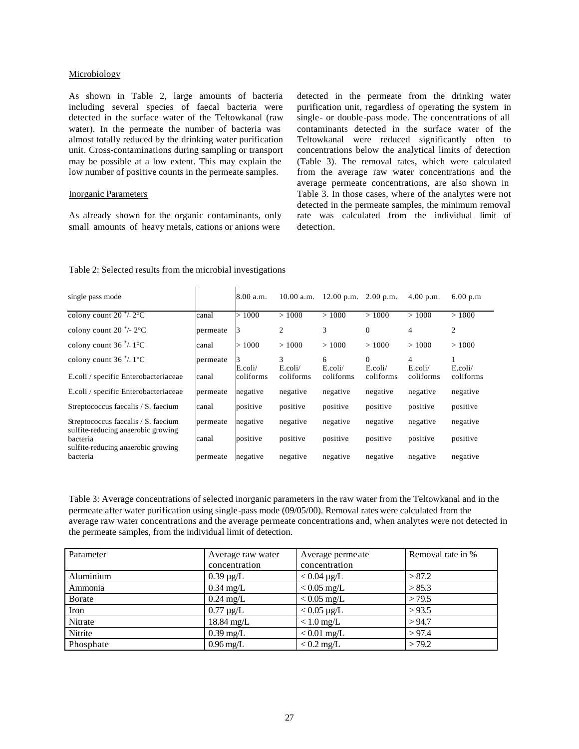Microbiology

As shown in Table 2, large amounts of bacteria including several species of faecal bacteria were detected in the surface water of the Teltowkanal (raw water). In the permeate the number of bacteria was almost totally reduced by the drinking water purification unit. Cross-contaminations during sampling or transport may be possible at a low extent. This may explain the low number of positive counts in the permeate samples.

Inorganic Parameters

As already shown for the organic contaminants, only small amounts of heavy metals, cations or anions were detected in the permeate from the drinking water purification unit, regardless of operating the system in single- or double-pass mode. The concentrations of all contaminants detected in the surface water of the Teltowkanal were reduced significantly often to concentrations below the analytical limits of detection (Table 3). The removal rates, which were calculated from the average raw water concentrations and the average permeate concentrations, are also shown in Table 3. In those cases, where of the analytes were not detected in the permeate samples, the minimum removal rate was calculated from the individual limit of detection.

Table 2: Selected results from the microbial investigations

| single pass mode | | 8.00 a.m. | 10.00 a.m. | 12.00 p.m. | 2.00 p.m. | 4.00 p.m. | 6.00 p.m |
|---|---|---|---|---|---|---|---|
| colony count 20 +/- 2°C | canal | > 1000 | > 1000 | > 1000 | > 1000 | > 1000 | > 1000 |
| colony count 20 +/- 2°C | permeate | 3 | 2 | 3 | 0 | 4 | 2 |
| colony count 36 +/- 1°C | canal | > 1000 | > 1000 | > 1000 | > 1000 | > 1000 | > 1000 |
| colony count 36 +/- 1°C | permeate | 3 | 3 | 6 | 0 | 4 | 1 |
| E.coli / specific Enterobacteriaceae | canal | E.coli/ coliforms | E.coli/ coliforms | E.coli/ coliforms | E.coli/ coliforms | E.coli/ coliforms | E.coli/ coliforms |
| E.coli / specific Enterobacteriaceae | permeate | negative | negative | negative | negative | negative | negative |
| Streptococcus faecalis / S. faecium | canal | positive | positive | positive | positive | positive | positive |
| Streptococcus faecalis / S. faecium | permeate | negative | negative | negative | negative | negative | negative |
| sulfite-reducing anaerobic growing bacteria | canal | positive | positive | positive | positive | positive | positive |
| sulfite-reducing anaerobic growing bacteria | permeate | negative | negative | negative | negative | negative | negative |

Table 3: Average concentrations of selected inorganic parameters in the raw water from the Teltowkanal and in the permeate after water purification using single-pass mode (09/05/00). Removal rates were calculated from the average raw water concentrations and the average permeate concentrations and, when analytes were not detected in the permeate samples, from the individual limit of detection.

| Parameter | Average raw water concentration | Average permeate concentration | Removal rate in % |
|---|---|---|---|
| Aluminium | 0.39 µg/L | < 0.04 µg/L | > 87.2 |
| Ammonia | 0.34 mg/L | < 0.05 mg/L | > 85.3 |
| Borate | 0.24 mg/L | < 0.05 mg/L | > 79.5 |
| Iron | 0.77 µg/L | < 0.05 µg/L | > 93.5 |
| Nitrate | 18.84 mg/L | < 1.0 mg/L | > 94.7 |
| Nitrite | 0.39 mg/L | < 0.01 mg/L | > 97.4 |
| Phosphate | 0.96 mg/L | < 0.2 mg/L | > 79.2 |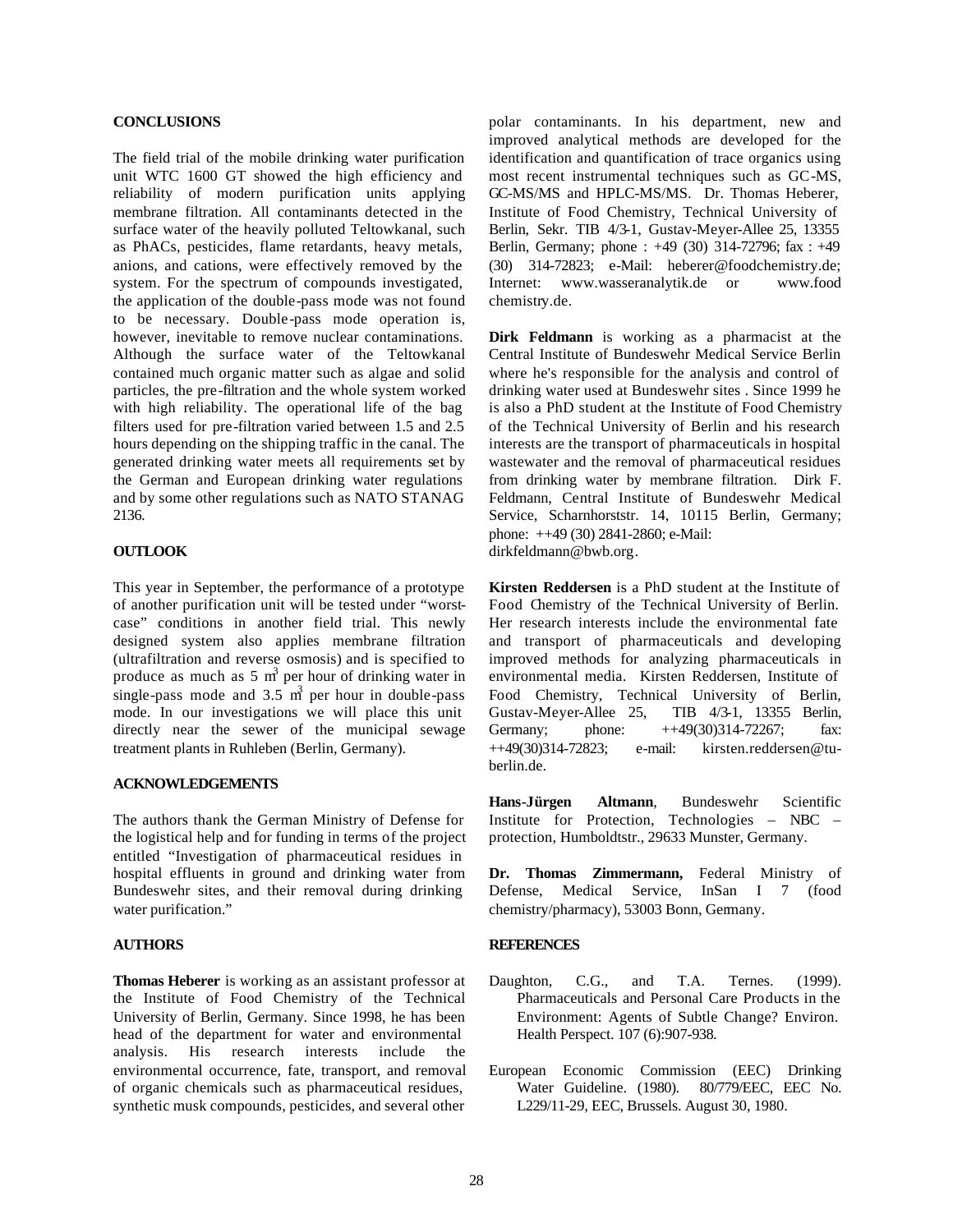## CONCLUSIONS

The field trial of the mobile drinking water purification unit WTC 1600 GT showed the high efficiency and reliability of modern purification units applying membrane filtration. All contaminants detected in the surface water of the heavily polluted Teltowkanal, such as PhACs, pesticides, flame retardants, heavy metals, anions, and cations, were effectively removed by the system. For the spectrum of compounds investigated, the application of the double-pass mode was not found to be necessary. Double-pass mode operation is, however, inevitable to remove nuclear contaminations. Although the surface water of the Teltowkanal contained much organic matter such as algae and solid particles, the pre-filtration and the whole system worked with high reliability. The operational life of the bag filters used for pre-filtration varied between 1.5 and 2.5 hours depending on the shipping traffic in the canal. The generated drinking water meets all requirements set by the German and European drinking water regulations and by some other regulations such as NATO STANAG 2136.

## OUTLOOK

This year in September, the performance of a prototype of another purification unit will be tested under "worst-case" conditions in another field trial. This newly designed system also applies membrane filtration (ultrafiltration and reverse osmosis) and is specified to produce as much as 5 $m^3$ per hour of drinking water in single-pass mode and 3.5 $m^3$ per hour in double-pass mode. In our investigations we will place this unit directly near the sewer of the municipal sewage treatment plants in Ruhleben (Berlin, Germany).

## ACKNOWLEDGEMENTS

The authors thank the German Ministry of Defense for the logistical help and for funding in terms of the project entitled "Investigation of pharmaceutical residues in hospital effluents in ground and drinking water from Bundeswehr sites, and their removal during drinking water purification."

## AUTHORS

**Thomas Heberer** is working as an assistant professor at the Institute of Food Chemistry of the Technical University of Berlin, Germany. Since 1998, he has been head of the department for water and environmental analysis. His research interests include the environmental occurrence, fate, transport, and removal of organic chemicals such as pharmaceutical residues, synthetic musk compounds, pesticides, and several other polar contaminants. In his department, new and improved analytical methods are developed for the identification and quantification of trace organics using most recent instrumental techniques such as GC-MS, GC-MS/MS and HPLC-MS/MS. Dr. Thomas Heberer, Institute of Food Chemistry, Technical University of Berlin, Sekr. TIB 4/3-1, Gustav-Meyer-Allee 25, 13355 Berlin, Germany; phone : +49 (30) 314-72796; fax : +49 (30) 314-72823; e-Mail: heberer@foodchemistry.de; Internet: www.wasseranalytik.de or www.foodchemistry.de.

**Dirk Feldmann** is working as a pharmacist at the Central Institute of Bundeswehr Medical Service Berlin where he's responsible for the analysis and control of drinking water used at Bundeswehr sites . Since 1999 he is also a PhD student at the Institute of Food Chemistry of the Technical University of Berlin and his research interests are the transport of pharmaceuticals in hospital wastewater and the removal of pharmaceutical residues from drinking water by membrane filtration. Dirk F. Feldmann, Central Institute of Bundeswehr Medical Service, Scharnhorststr. 14, 10115 Berlin, Germany; phone: ++49 (30) 2841-2860; e-Mail: dirkfeldmann@bwb.org.

**Kirsten Reddersen** is a PhD student at the Institute of Food Chemistry of the Technical University of Berlin. Her research interests include the environmental fate and transport of pharmaceuticals and developing improved methods for analyzing pharmaceuticals in environmental media. Kirsten Reddersen, Institute of Food Chemistry, Technical University of Berlin, Gustav-Meyer-Allee 25, TIB 4/3-1, 13355 Berlin, Germany; phone: ++49(30)314-72267; fax: ++49(30)314-72823; e-mail: kirsten.reddersen@tu-berlin.de.

**Hans-Jürgen Altmann**, Bundeswehr Scientific Institute for Protection, Technologies – NBC – protection, Humboldtstr., 29633 Munster, Germany.

**Dr. Thomas Zimmermann,** Federal Ministry of Defense, Medical Service, InSan I 7 (food chemistry/pharmacy), 53003 Bonn, Germany.

## REFERENCES

Daughton, C.G., and T.A. Ternes. (1999). Pharmaceuticals and Personal Care Products in the Environment: Agents of Subtle Change? Environ. Health Perspect. 107 (6):907-938.

European Economic Commission (EEC) Drinking Water Guideline. (1980). 80/779/EEC, EEC No. L229/11-29, EEC, Brussels. August 30, 1980.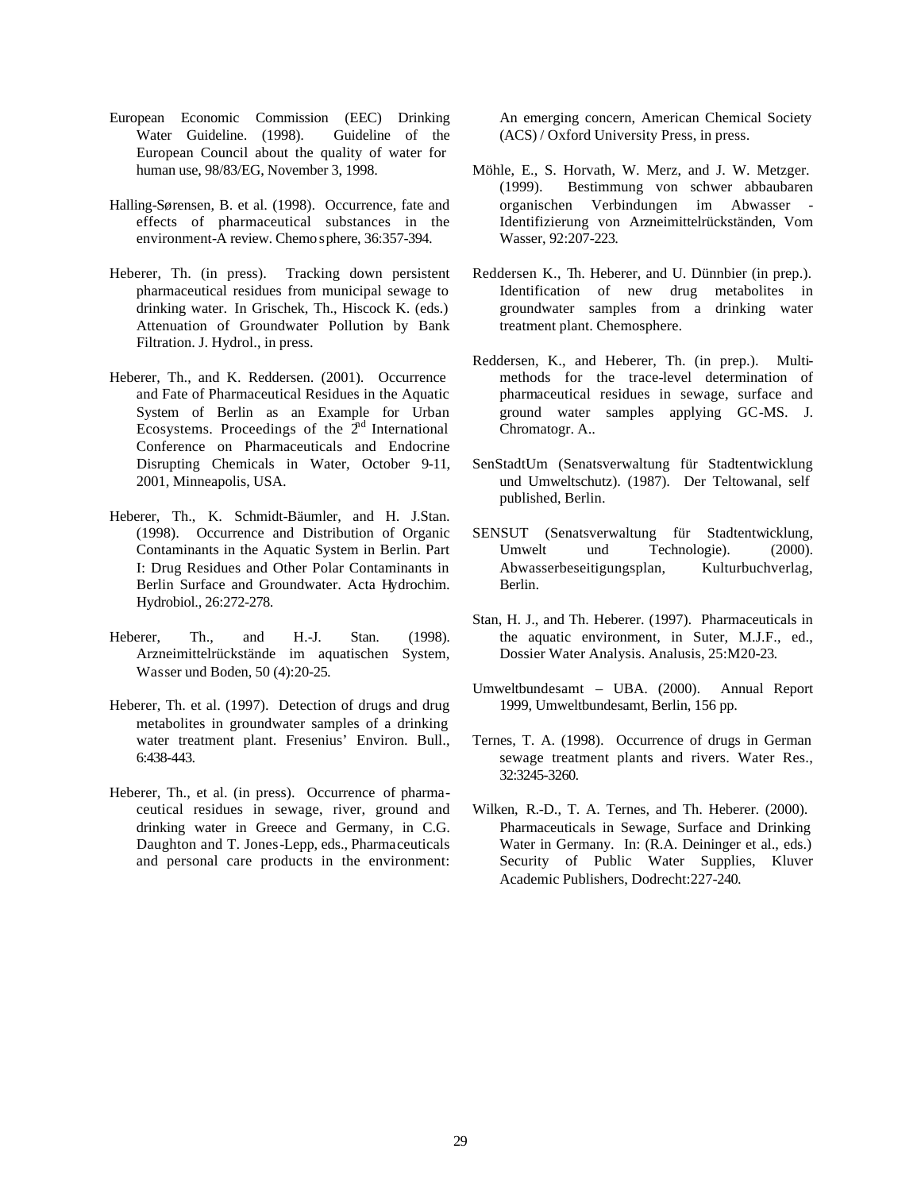European Economic Commission (EEC) Drinking Water Guideline. (1998). Guideline of the European Council about the quality of water for human use, 98/83/EG, November 3, 1998.

Halling-Sørensen, B. et al. (1998). Occurrence, fate and effects of pharmaceutical substances in the environment-A review. Chemosphere, 36:357-394.

Heberer, Th. (in press). Tracking down persistent pharmaceutical residues from municipal sewage to drinking water. In Grischek, Th., Hiscock K. (eds.) Attenuation of Groundwater Pollution by Bank Filtration. J. Hydrol., in press.

Heberer, Th., and K. Reddersen. (2001). Occurrence and Fate of Pharmaceutical Residues in the Aquatic System of Berlin as an Example for Urban Ecosystems. Proceedings of the 2nd International Conference on Pharmaceuticals and Endocrine Disrupting Chemicals in Water, October 9-11, 2001, Minneapolis, USA.

Heberer, Th., K. Schmidt-Bäumler, and H. J.Stan. (1998). Occurrence and Distribution of Organic Contaminants in the Aquatic System in Berlin. Part I: Drug Residues and Other Polar Contaminants in Berlin Surface and Groundwater. Acta Hydrochim. Hydrobiol., 26:272-278.

Heberer, Th., and H.-J. Stan. (1998). Arzneimittelrückstände im aquatischen System, Wasser und Boden, 50 (4):20-25.

Heberer, Th. et al. (1997). Detection of drugs and drug metabolites in groundwater samples of a drinking water treatment plant. Fresenius' Environ. Bull., 6:438-443.

Heberer, Th., et al. (in press). Occurrence of pharmaceutical residues in sewage, river, ground and drinking water in Greece and Germany, in C.G. Daughton and T. Jones-Lepp, eds., Pharmaceuticals and personal care products in the environment: An emerging concern, American Chemical Society (ACS) / Oxford University Press, in press.

Möhle, E., S. Horvath, W. Merz, and J. W. Metzger. (1999). Bestimmung von schwer abbaubaren organischen Verbindungen im Abwasser - Identifizierung von Arzneimittelrückständen, Vom Wasser, 92:207-223.

Reddersen K., Th. Heberer, and U. Dünnbier (in prep.). Identification of new drug metabolites in groundwater samples from a drinking water treatment plant. Chemosphere.

Reddersen, K., and Heberer, Th. (in prep.). Multi-methods for the trace-level determination of pharmaceutical residues in sewage, surface and ground water samples applying GC-MS. J. Chromatogr. A..

SenStadtUm (Senatsverwaltung für Stadtentwicklung und Umweltschutz). (1987). Der Teltowanal, self published, Berlin.

SENSUT (Senatsverwaltung für Stadtentwicklung, Umwelt und Technologie). (2000). Abwasserbeseitigungsplan, Kulturbuchverlag, Berlin.

Stan, H. J., and Th. Heberer. (1997). Pharmaceuticals in the aquatic environment, in Suter, M.J.F., ed., Dossier Water Analysis. Analusis, 25:M20-23.

Umweltbundesamt – UBA. (2000). Annual Report 1999, Umweltbundesamt, Berlin, 156 pp.

Ternes, T. A. (1998). Occurrence of drugs in German sewage treatment plants and rivers. Water Res., 32:3245-3260.

Wilken, R.-D., T. A. Ternes, and Th. Heberer. (2000). Pharmaceuticals in Sewage, Surface and Drinking Water in Germany. In: (R.A. Deininger et al., eds.) Security of Public Water Supplies, Kluver Academic Publishers, Dodrecht:227-240.